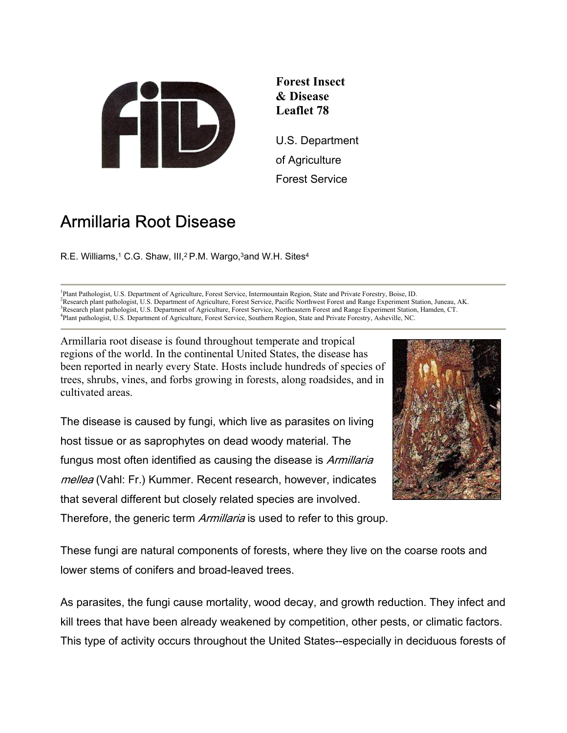**Forest Insect & Disease Leaflet 78**

U.S. Department of Agriculture Forest Service

# Armillaria Root Disease

R.E. Williams,[1] C.G. Shaw, III,[2] P.M. Wargo,[3] and W.H. Sites[4]

[1]Plant Pathologist, U.S. Department of Agriculture, Forest Service, Intermountain Region, State and Private Forestry, Boise, ID.
[2]Research plant pathologist, U.S. Department of Agriculture, Forest Service, Pacific Northwest Forest and Range Experiment Station, Juneau, AK.
[3]Research plant pathologist, U.S. Department of Agriculture, Forest Service, Northeastern Forest and Range Experiment Station, Hamden, CT.
[4]Plant pathologist, U.S. Department of Agriculture, Forest Service, Southern Region, State and Private Forestry, Asheville, NC.

Armillaria root disease is found throughout temperate and tropical regions of the world. In the continental United States, the disease has been reported in nearly every State. Hosts include hundreds of species of trees, shrubs, vines, and forbs growing in forests, along roadsides, and in cultivated areas.

The disease is caused by fungi, which live as parasites on living host tissue or as saprophytes on dead woody material. The fungus most often identified as causing the disease is *Armillaria mellea* (Vahl: Fr.) Kummer. Recent research, however, indicates that several different but closely related species are involved. Therefore, the generic term *Armillaria* is used to refer to this group.

These fungi are natural components of forests, where they live on the coarse roots and lower stems of conifers and broad-leaved trees.

As parasites, the fungi cause mortality, wood decay, and growth reduction. They infect and kill trees that have been already weakened by competition, other pests, or climatic factors. This type of activity occurs throughout the United States--especially in deciduous forests of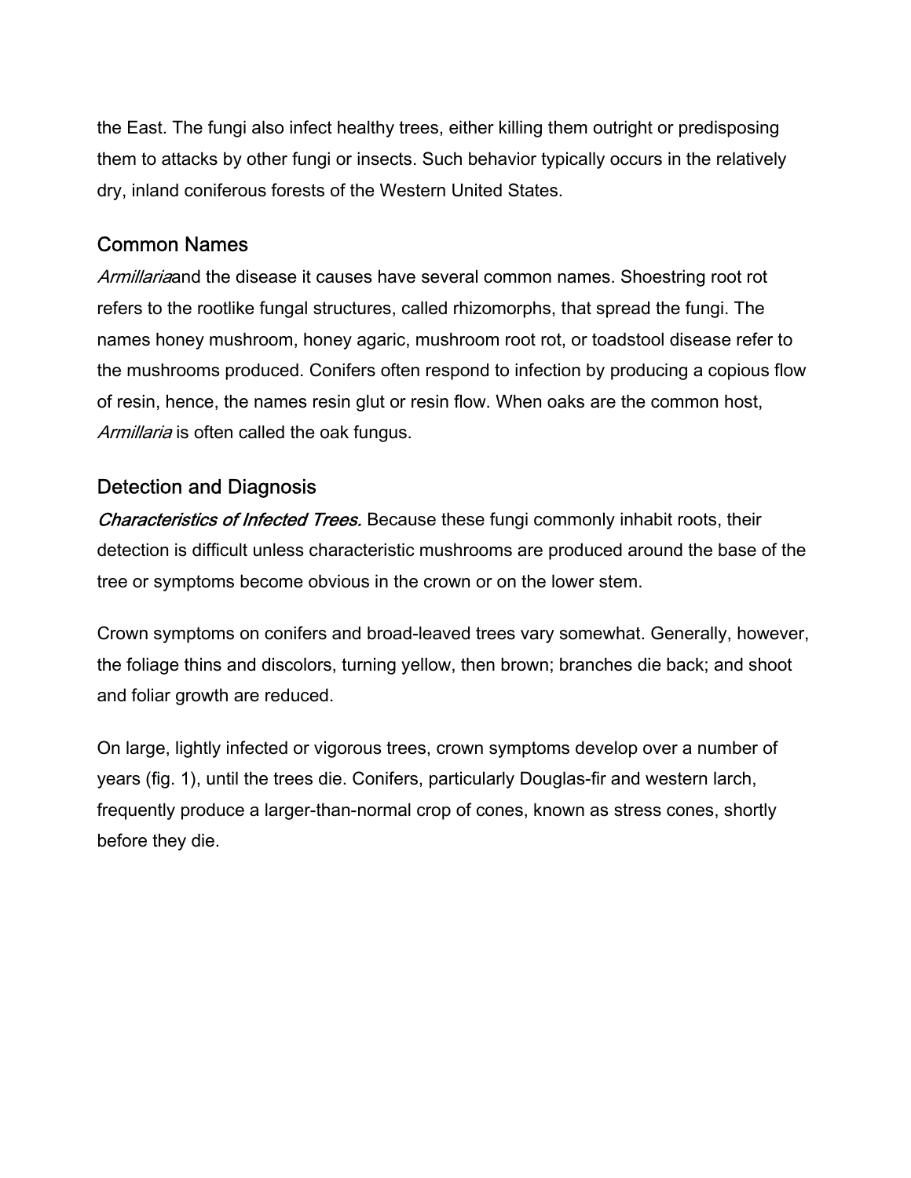the East. The fungi also infect healthy trees, either killing them outright or predisposing them to attacks by other fungi or insects. Such behavior typically occurs in the relatively dry, inland coniferous forests of the Western United States.

## Common Names

*Armillaria*and the disease it causes have several common names. Shoestring root rot refers to the rootlike fungal structures, called rhizomorphs, that spread the fungi. The names honey mushroom, honey agaric, mushroom root rot, or toadstool disease refer to the mushrooms produced. Conifers often respond to infection by producing a copious flow of resin, hence, the names resin glut or resin flow. When oaks are the common host, *Armillaria* is often called the oak fungus.

## Detection and Diagnosis

*Characteristics of Infected Trees.* Because these fungi commonly inhabit roots, their detection is difficult unless characteristic mushrooms are produced around the base of the tree or symptoms become obvious in the crown or on the lower stem.

Crown symptoms on conifers and broad-leaved trees vary somewhat. Generally, however, the foliage thins and discolors, turning yellow, then brown; branches die back; and shoot and foliar growth are reduced.

On large, lightly infected or vigorous trees, crown symptoms develop over a number of years (fig. 1), until the trees die. Conifers, particularly Douglas-fir and western larch, frequently produce a larger-than-normal crop of cones, known as stress cones, shortly before they die.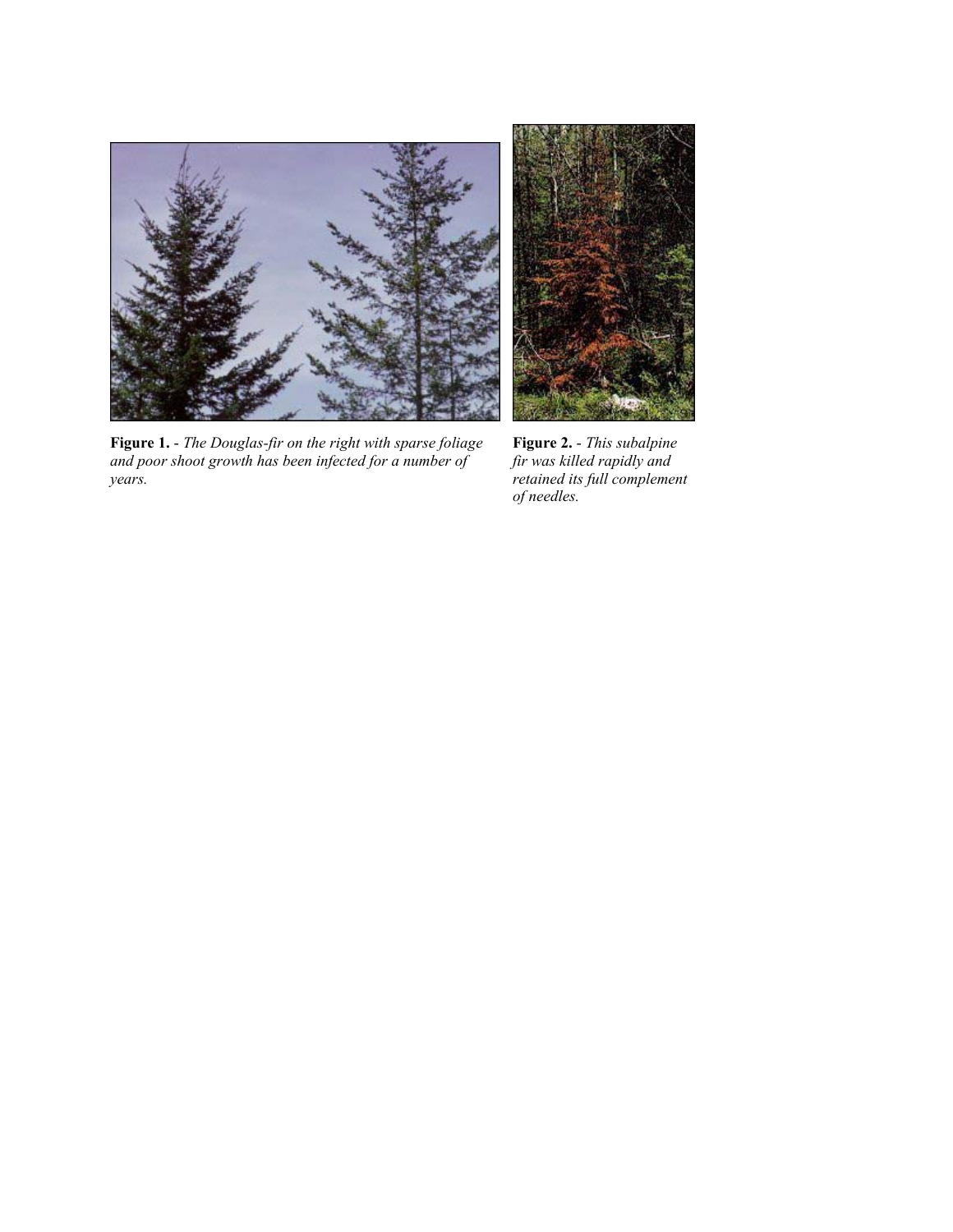**Figure 1.** - *The Douglas-fir on the right with sparse foliage and poor shoot growth has been infected for a number of years.*

**Figure 2.** - *This subalpine fir was killed rapidly and retained its full complement of needles.*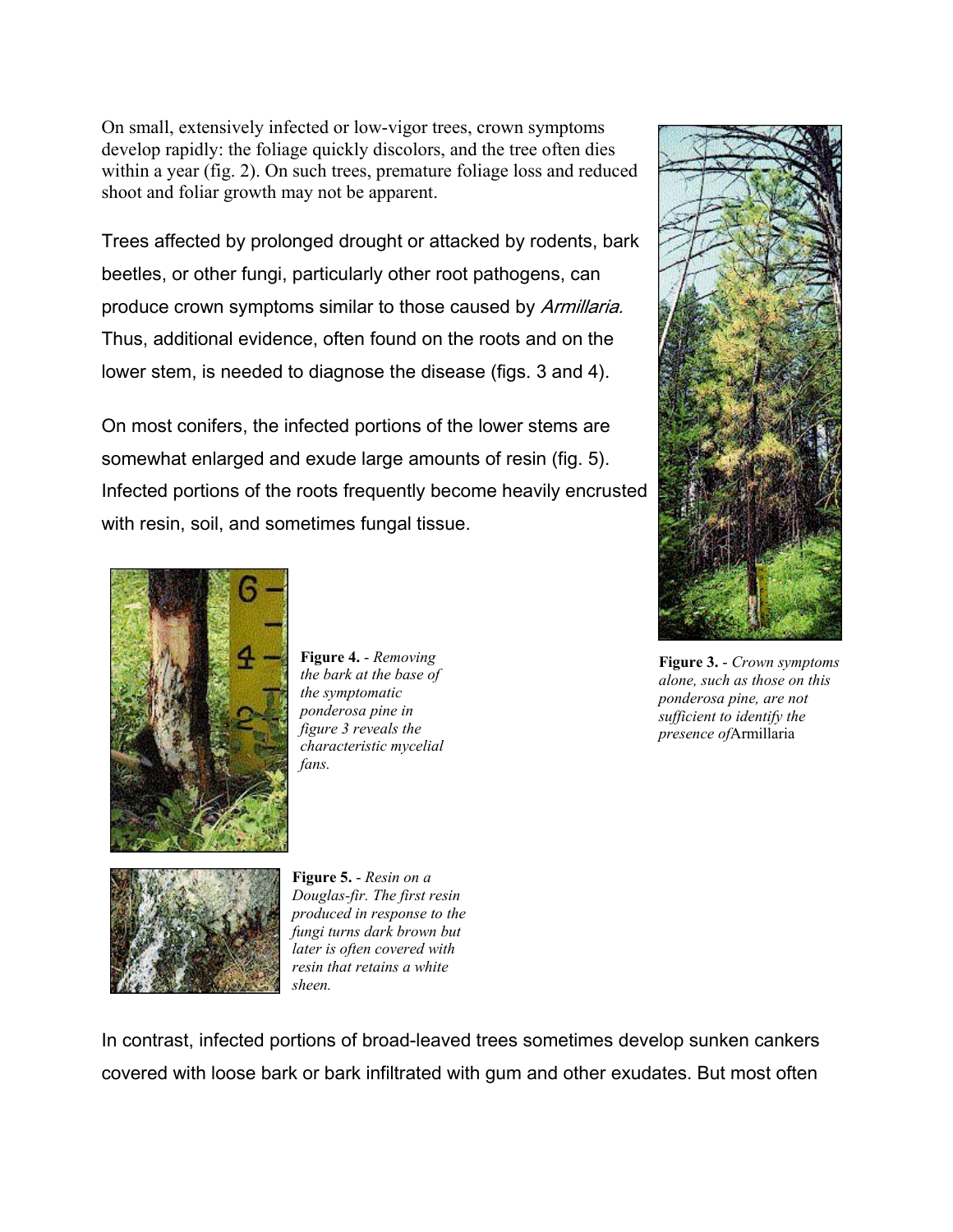On small, extensively infected or low-vigor trees, crown symptoms develop rapidly: the foliage quickly discolors, and the tree often dies within a year (fig. 2). On such trees, premature foliage loss and reduced shoot and foliar growth may not be apparent.

Trees affected by prolonged drought or attacked by rodents, bark beetles, or other fungi, particularly other root pathogens, can produce crown symptoms similar to those caused by *Armillaria.* Thus, additional evidence, often found on the roots and on the lower stem, is needed to diagnose the disease (figs. 3 and 4).

On most conifers, the infected portions of the lower stems are somewhat enlarged and exude large amounts of resin (fig. 5). Infected portions of the roots frequently become heavily encrusted with resin, soil, and sometimes fungal tissue.

**Figure 3.** - *Crown symptoms alone, such as those on this ponderosa pine, are not sufficient to identify the presence of*Armillaria

**Figure 4.** - *Removing the bark at the base of the symptomatic ponderosa pine in figure 3 reveals the characteristic mycelial fans.*

**Figure 5.** - *Resin on a Douglas-fir. The first resin produced in response to the fungi turns dark brown but later is often covered with resin that retains a white sheen.*

In contrast, infected portions of broad-leaved trees sometimes develop sunken cankers covered with loose bark or bark infiltrated with gum and other exudates. But most often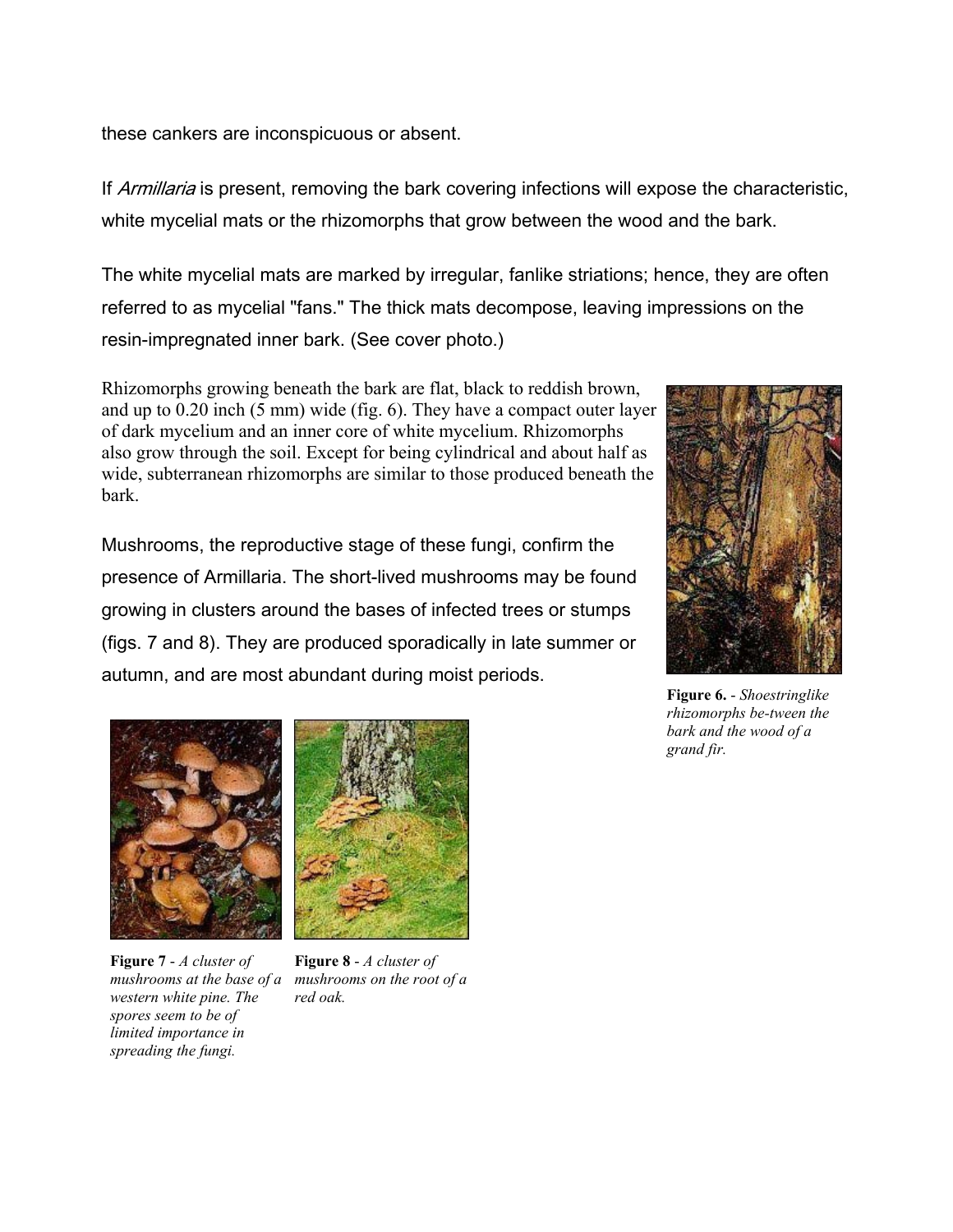these cankers are inconspicuous or absent.

If *Armillaria* is present, removing the bark covering infections will expose the characteristic, white mycelial mats or the rhizomorphs that grow between the wood and the bark.

The white mycelial mats are marked by irregular, fanlike striations; hence, they are often referred to as mycelial "fans." The thick mats decompose, leaving impressions on the resin-impregnated inner bark. (See cover photo.)

Rhizomorphs growing beneath the bark are flat, black to reddish brown, and up to 0.20 inch (5 mm) wide (fig. 6). They have a compact outer layer of dark mycelium and an inner core of white mycelium. Rhizomorphs also grow through the soil. Except for being cylindrical and about half as wide, subterranean rhizomorphs are similar to those produced beneath the bark.

Mushrooms, the reproductive stage of these fungi, confirm the presence of Armillaria. The short-lived mushrooms may be found growing in clusters around the bases of infected trees or stumps (figs. 7 and 8). They are produced sporadically in late summer or autumn, and are most abundant during moist periods.

**Figure 6.** - *Shoestringlike rhizomorphs be-tween the bark and the wood of a grand fir.*

**Figure 7** - *A cluster of mushrooms at the base of a western white pine. The spores seem to be of limited importance in spreading the fungi.*

**Figure 8** - *A cluster of mushrooms on the root of a red oak.*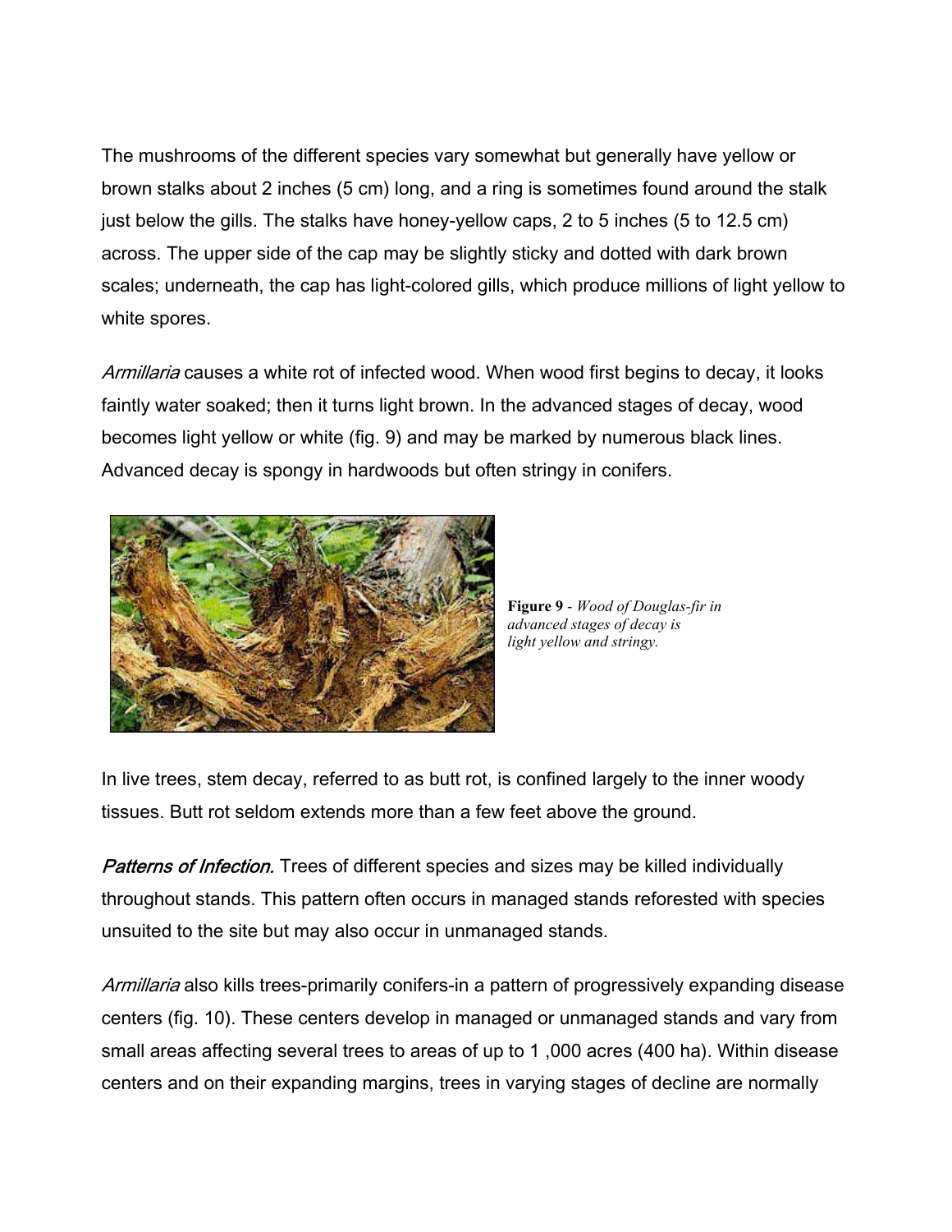The mushrooms of the different species vary somewhat but generally have yellow or brown stalks about 2 inches (5 cm) long, and a ring is sometimes found around the stalk just below the gills. The stalks have honey-yellow caps, 2 to 5 inches (5 to 12.5 cm) across. The upper side of the cap may be slightly sticky and dotted with dark brown scales; underneath, the cap has light-colored gills, which produce millions of light yellow to white spores.

*Armillaria* causes a white rot of infected wood. When wood first begins to decay, it looks faintly water soaked; then it turns light brown. In the advanced stages of decay, wood becomes light yellow or white (fig. 9) and may be marked by numerous black lines. Advanced decay is spongy in hardwoods but often stringy in conifers.

**Figure 9** - *Wood of Douglas-fir in advanced stages of decay is light yellow and stringy.*

In live trees, stem decay, referred to as butt rot, is confined largely to the inner woody tissues. Butt rot seldom extends more than a few feet above the ground.

*Patterns of Infection.* Trees of different species and sizes may be killed individually throughout stands. This pattern often occurs in managed stands reforested with species unsuited to the site but may also occur in unmanaged stands.

*Armillaria* also kills trees-primarily conifers-in a pattern of progressively expanding disease centers (fig. 10). These centers develop in managed or unmanaged stands and vary from small areas affecting several trees to areas of up to 1 ,000 acres (400 ha). Within disease centers and on their expanding margins, trees in varying stages of decline are normally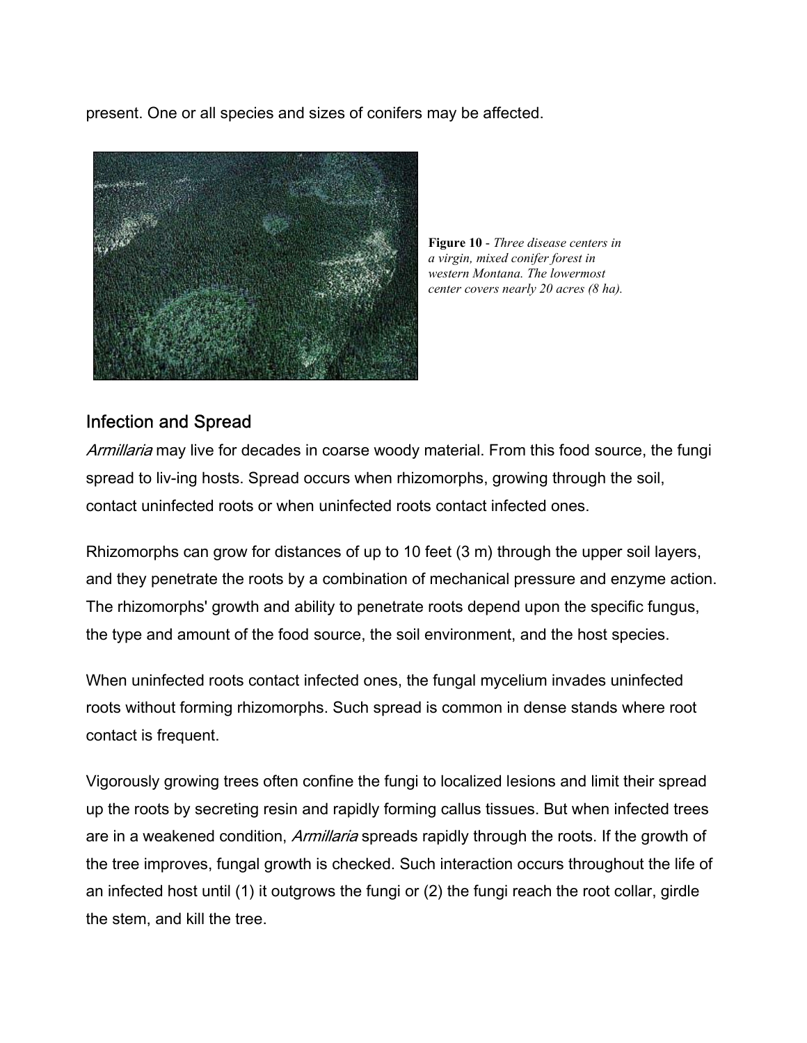present. One or all species and sizes of conifers may be affected.

**Figure 10** - *Three disease centers in a virgin, mixed conifer forest in western Montana. The lowermost center covers nearly 20 acres (8 ha).*

## Infection and Spread

*Armillaria* may live for decades in coarse woody material. From this food source, the fungi spread to liv-ing hosts. Spread occurs when rhizomorphs, growing through the soil, contact uninfected roots or when uninfected roots contact infected ones.

Rhizomorphs can grow for distances of up to 10 feet (3 m) through the upper soil layers, and they penetrate the roots by a combination of mechanical pressure and enzyme action. The rhizomorphs' growth and ability to penetrate roots depend upon the specific fungus, the type and amount of the food source, the soil environment, and the host species.

When uninfected roots contact infected ones, the fungal mycelium invades uninfected roots without forming rhizomorphs. Such spread is common in dense stands where root contact is frequent.

Vigorously growing trees often confine the fungi to localized lesions and limit their spread up the roots by secreting resin and rapidly forming callus tissues. But when infected trees are in a weakened condition, *Armillaria* spreads rapidly through the roots. If the growth of the tree improves, fungal growth is checked. Such interaction occurs throughout the life of an infected host until (1) it outgrows the fungi or (2) the fungi reach the root collar, girdle the stem, and kill the tree.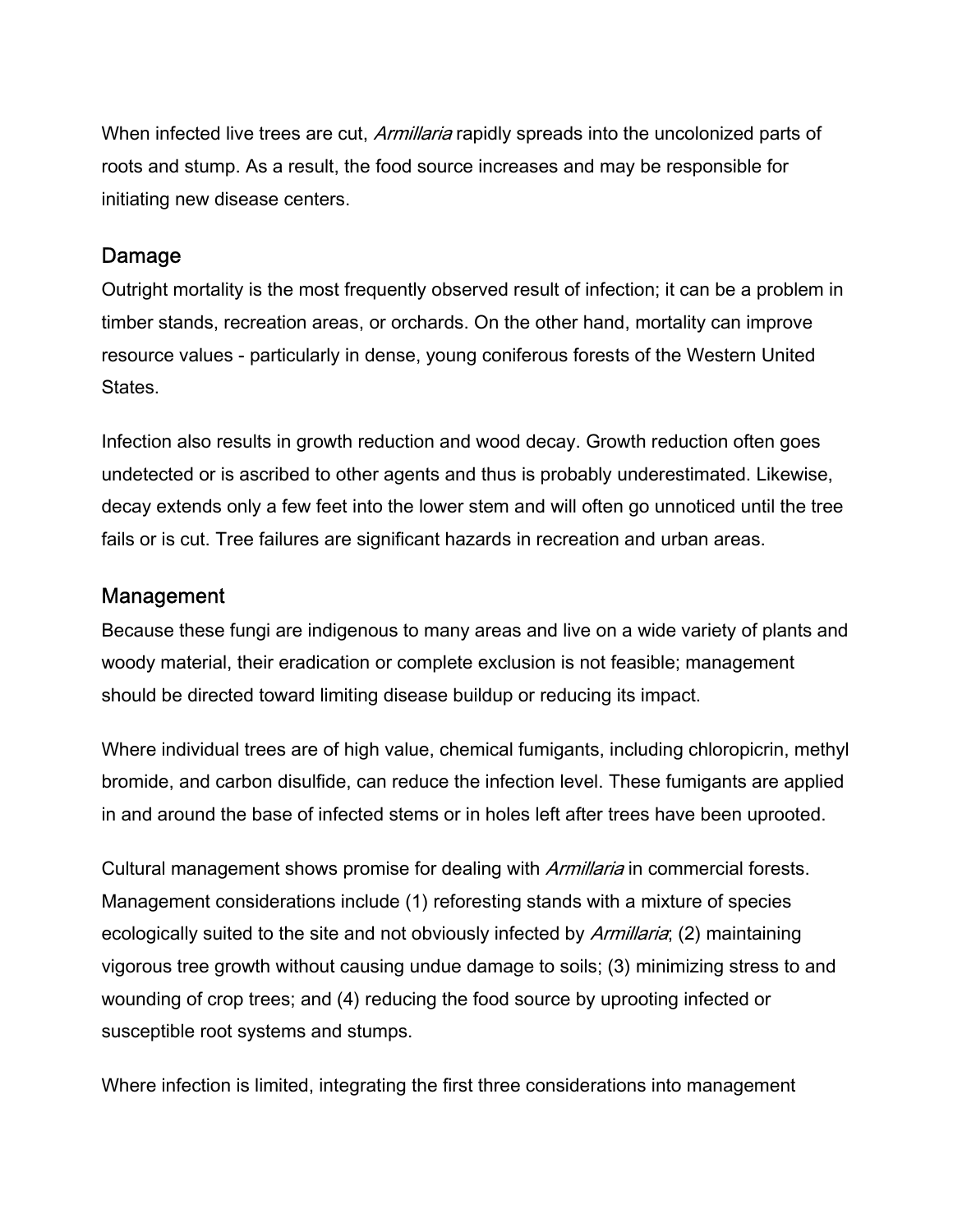When infected live trees are cut, *Armillaria* rapidly spreads into the uncolonized parts of roots and stump. As a result, the food source increases and may be responsible for initiating new disease centers.

## Damage

Outright mortality is the most frequently observed result of infection; it can be a problem in timber stands, recreation areas, or orchards. On the other hand, mortality can improve resource values - particularly in dense, young coniferous forests of the Western United States.

Infection also results in growth reduction and wood decay. Growth reduction often goes undetected or is ascribed to other agents and thus is probably underestimated. Likewise, decay extends only a few feet into the lower stem and will often go unnoticed until the tree fails or is cut. Tree failures are significant hazards in recreation and urban areas.

## Management

Because these fungi are indigenous to many areas and live on a wide variety of plants and woody material, their eradication or complete exclusion is not feasible; management should be directed toward limiting disease buildup or reducing its impact.

Where individual trees are of high value, chemical fumigants, including chloropicrin, methyl bromide, and carbon disulfide, can reduce the infection level. These fumigants are applied in and around the base of infected stems or in holes left after trees have been uprooted.

Cultural management shows promise for dealing with *Armillaria* in commercial forests. Management considerations include (1) reforesting stands with a mixture of species ecologically suited to the site and not obviously infected by *Armillaria*; (2) maintaining vigorous tree growth without causing undue damage to soils; (3) minimizing stress to and wounding of crop trees; and (4) reducing the food source by uprooting infected or susceptible root systems and stumps.

Where infection is limited, integrating the first three considerations into management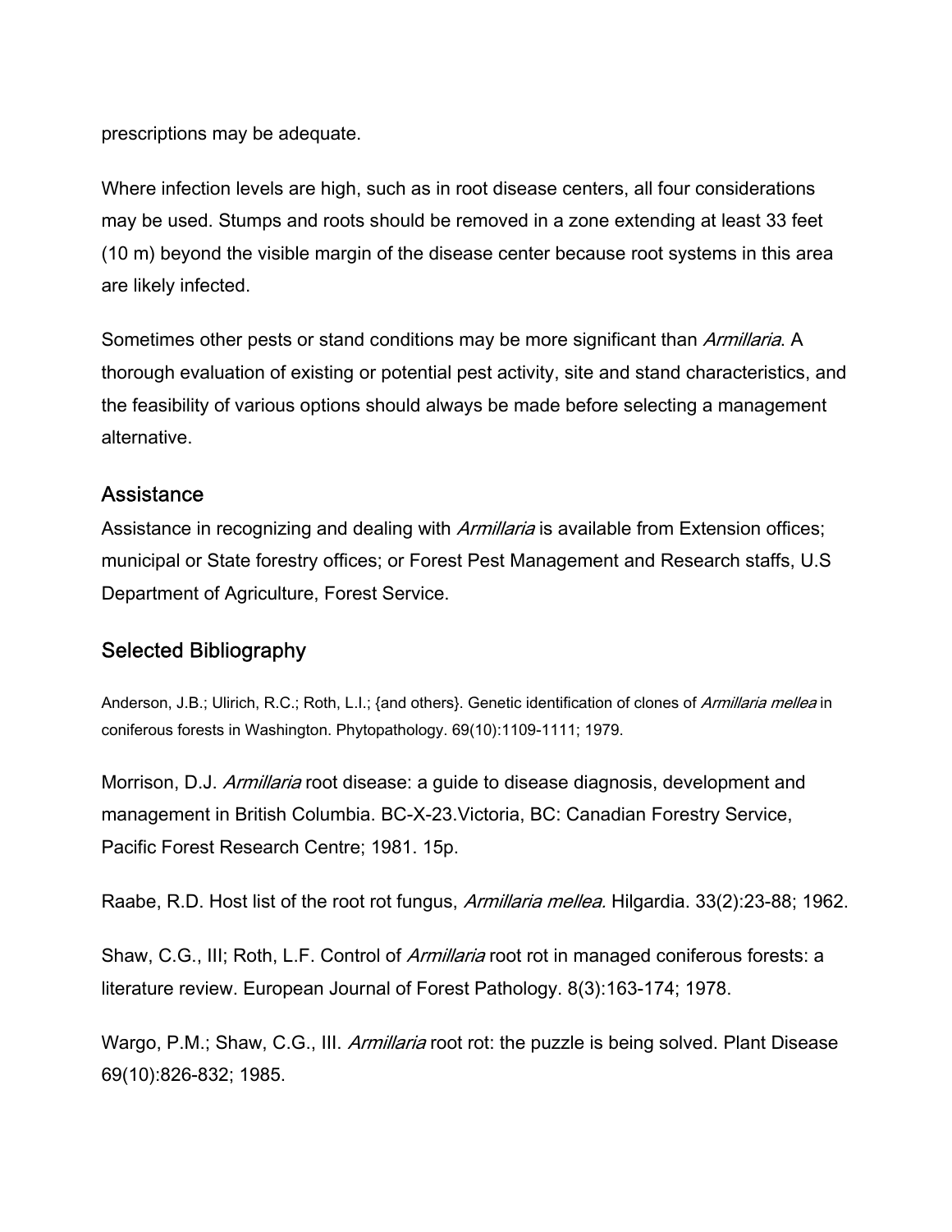prescriptions may be adequate.

Where infection levels are high, such as in root disease centers, all four considerations may be used. Stumps and roots should be removed in a zone extending at least 33 feet (10 m) beyond the visible margin of the disease center because root systems in this area are likely infected.

Sometimes other pests or stand conditions may be more significant than *Armillaria*. A thorough evaluation of existing or potential pest activity, site and stand characteristics, and the feasibility of various options should always be made before selecting a management alternative.

## Assistance

Assistance in recognizing and dealing with *Armillaria* is available from Extension offices; municipal or State forestry offices; or Forest Pest Management and Research staffs, U.S Department of Agriculture, Forest Service.

## Selected Bibliography

Anderson, J.B.; Ulirich, R.C.; Roth, L.I.; {and others}. Genetic identification of clones of *Armillaria mellea* in coniferous forests in Washington. Phytopathology. 69(10):1109-1111; 1979.

Morrison, D.J. *Armillaria* root disease: a guide to disease diagnosis, development and management in British Columbia. BC-X-23.Victoria, BC: Canadian Forestry Service, Pacific Forest Research Centre; 1981. 15p.

Raabe, R.D. Host list of the root rot fungus, *Armillaria mellea.* Hilgardia. 33(2):23-88; 1962.

Shaw, C.G., III; Roth, L.F. Control of *Armillaria* root rot in managed coniferous forests: a literature review. European Journal of Forest Pathology. 8(3):163-174; 1978.

Wargo, P.M.; Shaw, C.G., III. *Armillaria* root rot: the puzzle is being solved. Plant Disease 69(10):826-832; 1985.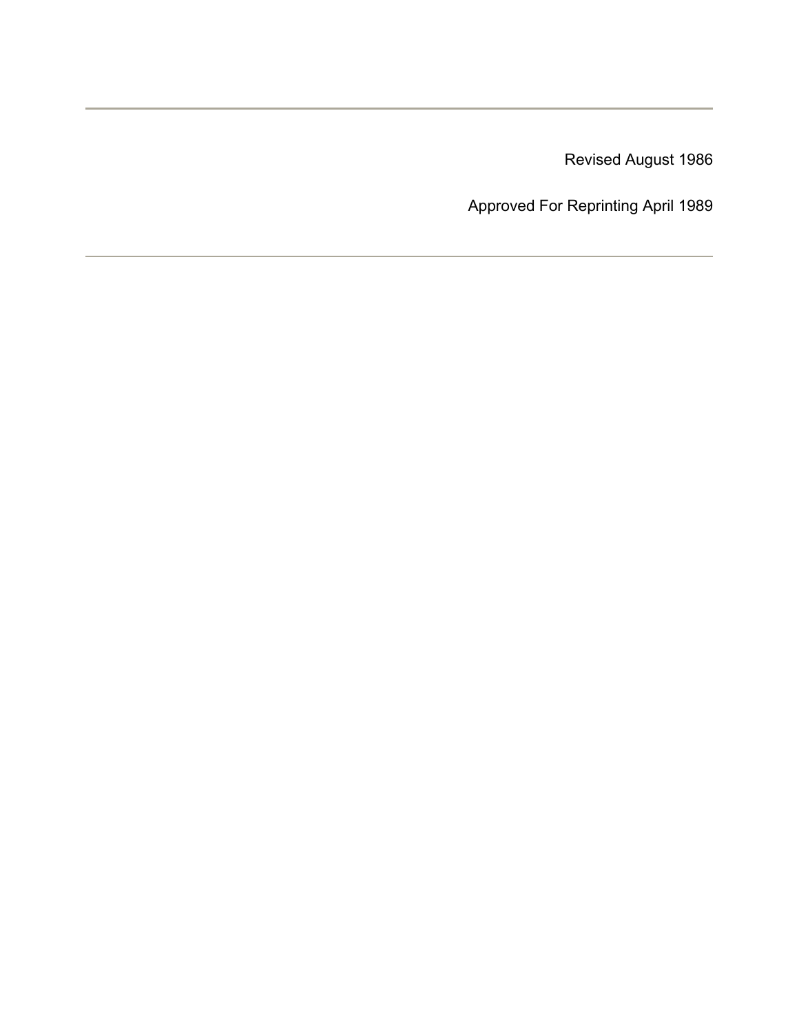Revised August 1986

Approved For Reprinting April 1989